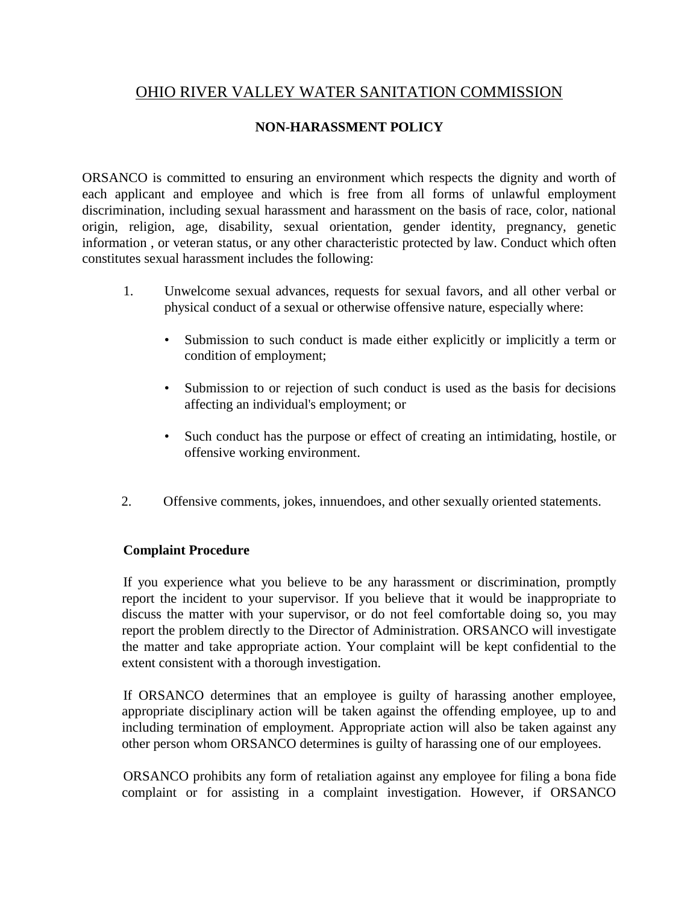# OHIO RIVER VALLEY WATER SANITATION COMMISSION

## NON-HARASSMENT POLICY

ORSANCO is committed to ensuring an environment which respects the dignity and worth of each applicant and employee and which is free from all forms of unlawful employment discrimination, including sexual harassment and harassment on the basis of race, color, national origin, religion, age, disability, sexual orientation, gender identity, pregnancy, genetic information , or veteran status, or any other characteristic protected by law. Conduct which often constitutes sexual harassment includes the following:

1. Unwelcome sexual advances, requests for sexual favors, and all other verbal or physical conduct of a sexual or otherwise offensive nature, especially where:

   - Submission to such conduct is made either explicitly or implicitly a term or condition of employment;

   - Submission to or rejection of such conduct is used as the basis for decisions affecting an individual's employment; or

   - Such conduct has the purpose or effect of creating an intimidating, hostile, or offensive working environment.

2. Offensive comments, jokes, innuendoes, and other sexually oriented statements.

### Complaint Procedure

If you experience what you believe to be any harassment or discrimination, promptly report the incident to your supervisor. If you believe that it would be inappropriate to discuss the matter with your supervisor, or do not feel comfortable doing so, you may report the problem directly to the Director of Administration. ORSANCO will investigate the matter and take appropriate action. Your complaint will be kept confidential to the extent consistent with a thorough investigation.

If ORSANCO determines that an employee is guilty of harassing another employee, appropriate disciplinary action will be taken against the offending employee, up to and including termination of employment. Appropriate action will also be taken against any other person whom ORSANCO determines is guilty of harassing one of our employees.

ORSANCO prohibits any form of retaliation against any employee for filing a bona fide complaint or for assisting in a complaint investigation. However, if ORSANCO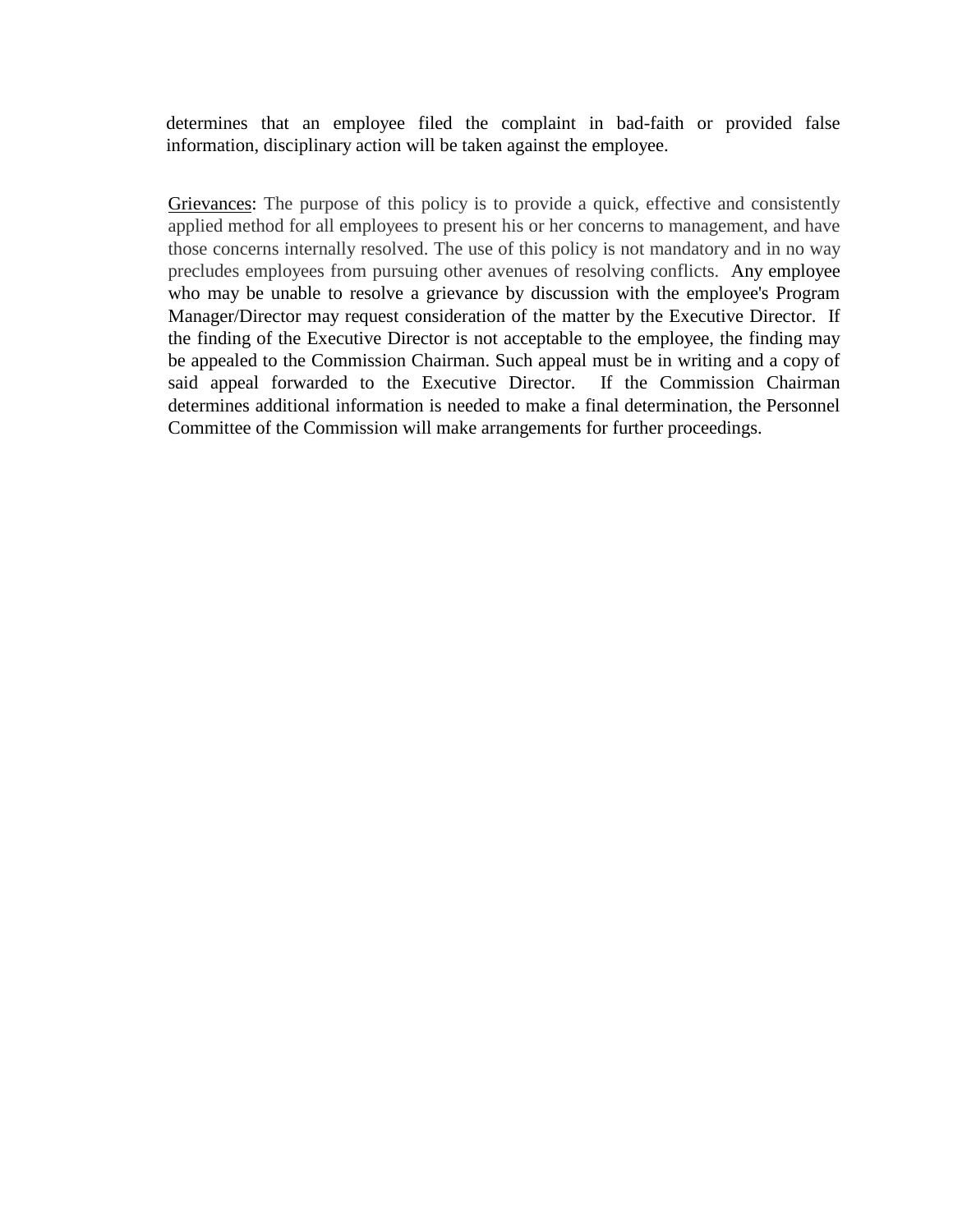determines that an employee filed the complaint in bad-faith or provided false information, disciplinary action will be taken against the employee.

Grievances: The purpose of this policy is to provide a quick, effective and consistently applied method for all employees to present his or her concerns to management, and have those concerns internally resolved. The use of this policy is not mandatory and in no way precludes employees from pursuing other avenues of resolving conflicts. Any employee who may be unable to resolve a grievance by discussion with the employee's Program Manager/Director may request consideration of the matter by the Executive Director. If the finding of the Executive Director is not acceptable to the employee, the finding may be appealed to the Commission Chairman. Such appeal must be in writing and a copy of said appeal forwarded to the Executive Director. If the Commission Chairman determines additional information is needed to make a final determination, the Personnel Committee of the Commission will make arrangements for further proceedings.